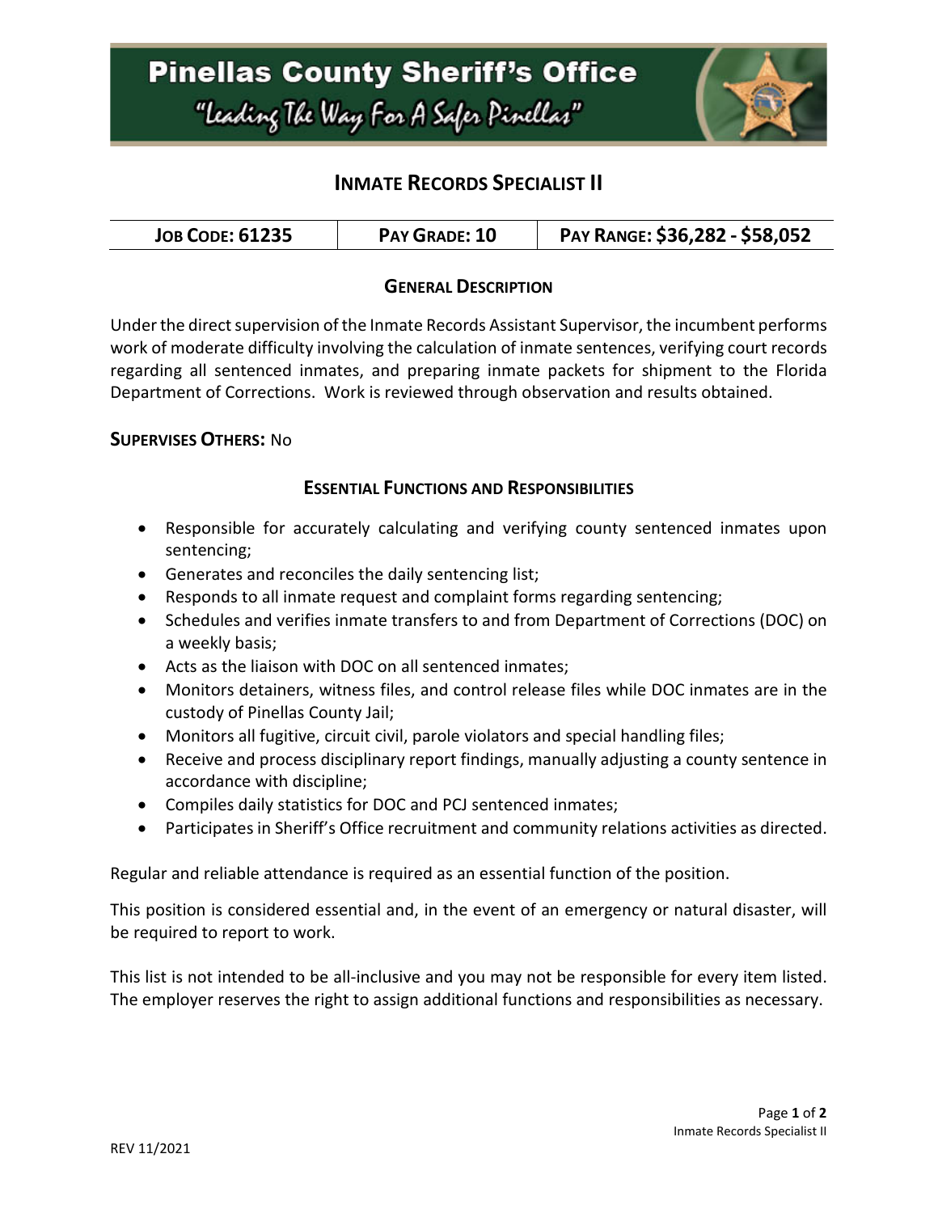# Pinellas County Sheriff's Office

*"Leading The Way For A Safer Pinellas"*

## Inmate Records Specialist II

| Job Code: 61235 | Pay Grade: 10 | Pay Range: $36,282 - $58,052 |
| --- | --- | --- |

### General Description

Under the direct supervision of the Inmate Records Assistant Supervisor, the incumbent performs work of moderate difficulty involving the calculation of inmate sentences, verifying court records regarding all sentenced inmates, and preparing inmate packets for shipment to the Florida Department of Corrections. Work is reviewed through observation and results obtained.

**Supervises Others:** No

### Essential Functions and Responsibilities

- Responsible for accurately calculating and verifying county sentenced inmates upon sentencing;
- Generates and reconciles the daily sentencing list;
- Responds to all inmate request and complaint forms regarding sentencing;
- Schedules and verifies inmate transfers to and from Department of Corrections (DOC) on a weekly basis;
- Acts as the liaison with DOC on all sentenced inmates;
- Monitors detainers, witness files, and control release files while DOC inmates are in the custody of Pinellas County Jail;
- Monitors all fugitive, circuit civil, parole violators and special handling files;
- Receive and process disciplinary report findings, manually adjusting a county sentence in accordance with discipline;
- Compiles daily statistics for DOC and PCJ sentenced inmates;
- Participates in Sheriff's Office recruitment and community relations activities as directed.

Regular and reliable attendance is required as an essential function of the position.

This position is considered essential and, in the event of an emergency or natural disaster, will be required to report to work.

This list is not intended to be all-inclusive and you may not be responsible for every item listed. The employer reserves the right to assign additional functions and responsibilities as necessary.

REV 11/2021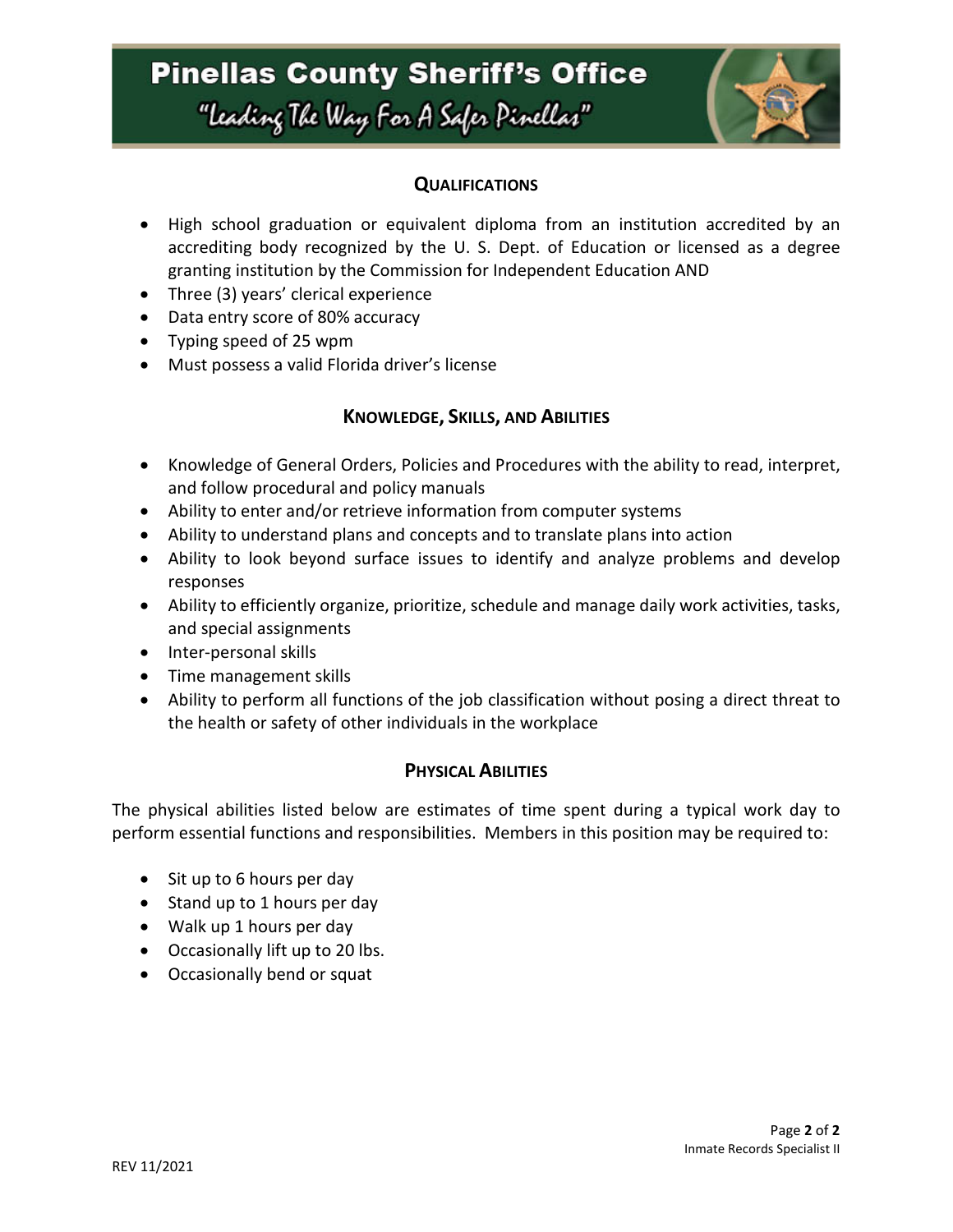## Qualifications

- High school graduation or equivalent diploma from an institution accredited by an accrediting body recognized by the U. S. Dept. of Education or licensed as a degree granting institution by the Commission for Independent Education AND
- Three (3) years' clerical experience
- Data entry score of 80% accuracy
- Typing speed of 25 wpm
- Must possess a valid Florida driver's license

## Knowledge, Skills, and Abilities

- Knowledge of General Orders, Policies and Procedures with the ability to read, interpret, and follow procedural and policy manuals
- Ability to enter and/or retrieve information from computer systems
- Ability to understand plans and concepts and to translate plans into action
- Ability to look beyond surface issues to identify and analyze problems and develop responses
- Ability to efficiently organize, prioritize, schedule and manage daily work activities, tasks, and special assignments
- Inter-personal skills
- Time management skills
- Ability to perform all functions of the job classification without posing a direct threat to the health or safety of other individuals in the workplace

## Physical Abilities

The physical abilities listed below are estimates of time spent during a typical work day to perform essential functions and responsibilities. Members in this position may be required to:

- Sit up to 6 hours per day
- Stand up to 1 hours per day
- Walk up 1 hours per day
- Occasionally lift up to 20 lbs.
- Occasionally bend or squat